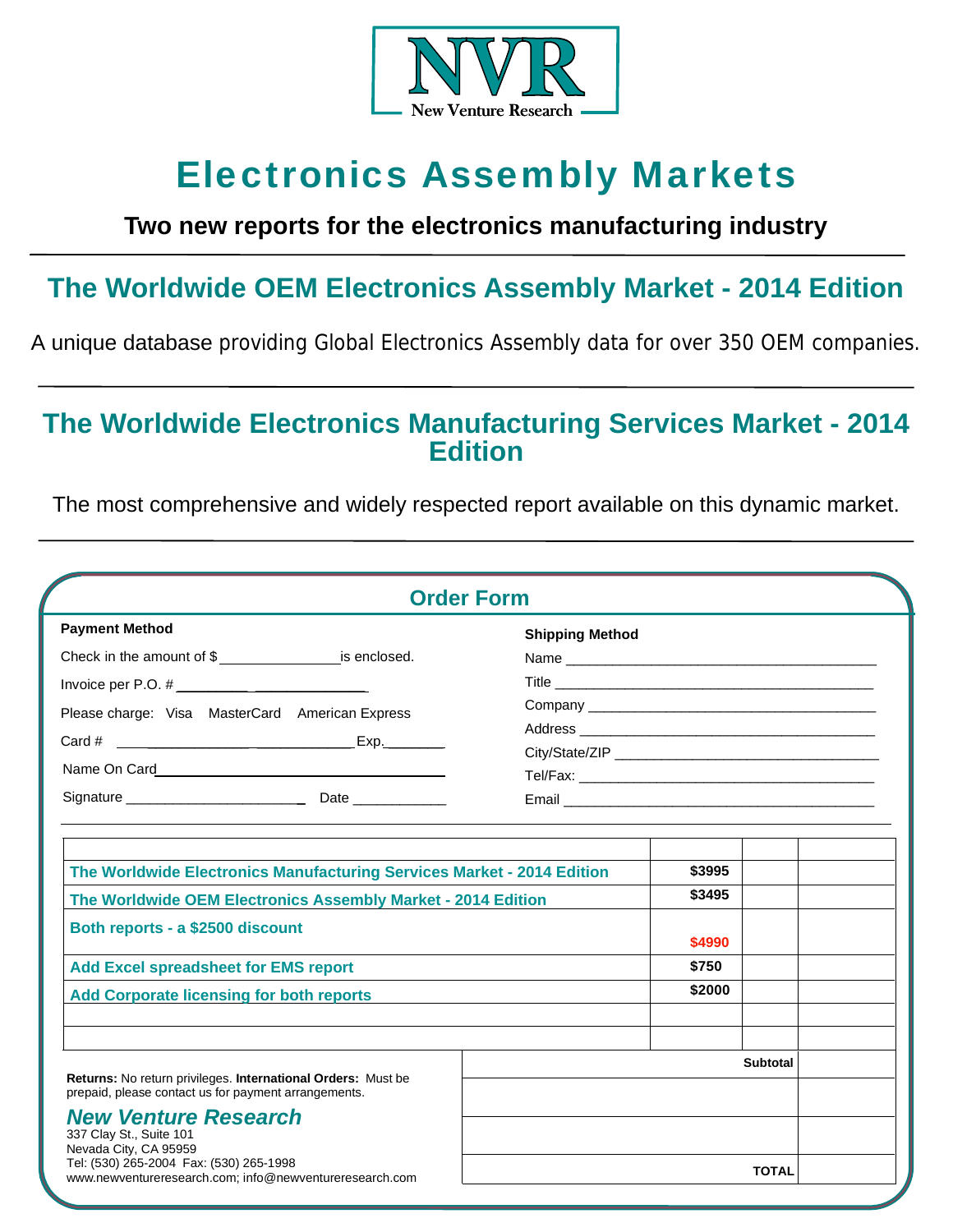NVR
New Venture Research

# Electronics Assembly Markets

**Two new reports for the electronics manufacturing industry**

---

## The Worldwide OEM Electronics Assembly Market - 2014 Edition

A unique database providing Global Electronics Assembly data for over 350 OEM companies.

---

## The Worldwide Electronics Manufacturing Services Market - 2014 Edition

The most comprehensive and widely respected report available on this dynamic market.

---

### Order Form

**Payment Method**

Check in the amount of $ _______________ is enclosed.

Invoice per P.O. # _________________________

Please charge: Visa MasterCard American Express

Card # ______________________________ Exp. ________

Name On Card ______________________________

Signature ______________________ Date ____________

**Shipping Method**

Name ______________________________________

Title ______________________________________

Company ___________________________________

Address ___________________________________

City/State/ZIP _____________________________

Tel/Fax: ___________________________________

Email ______________________________________

| | | | |
|---|---|---|---|
| The Worldwide Electronics Manufacturing Services Market - 2014 Edition | $3995 | | |
| The Worldwide OEM Electronics Assembly Market - 2014 Edition | $3495 | | |
| Both reports - a $2500 discount | $4990 | | |
| Add Excel spreadsheet for EMS report | $750 | | |
| Add Corporate licensing for both reports | $2000 | | |
| | | | |
| | | | |
| | | Subtotal | |
| | | | |
| | | | |
| | | TOTAL | |

**Returns:** No return privileges. **International Orders:** Must be prepaid, please contact us for payment arrangements.

***New Venture Research***
337 Clay St., Suite 101
Nevada City, CA 95959
Tel: (530) 265-2004 Fax: (530) 265-1998
www.newventureresearch.com; info@newventureresearch.com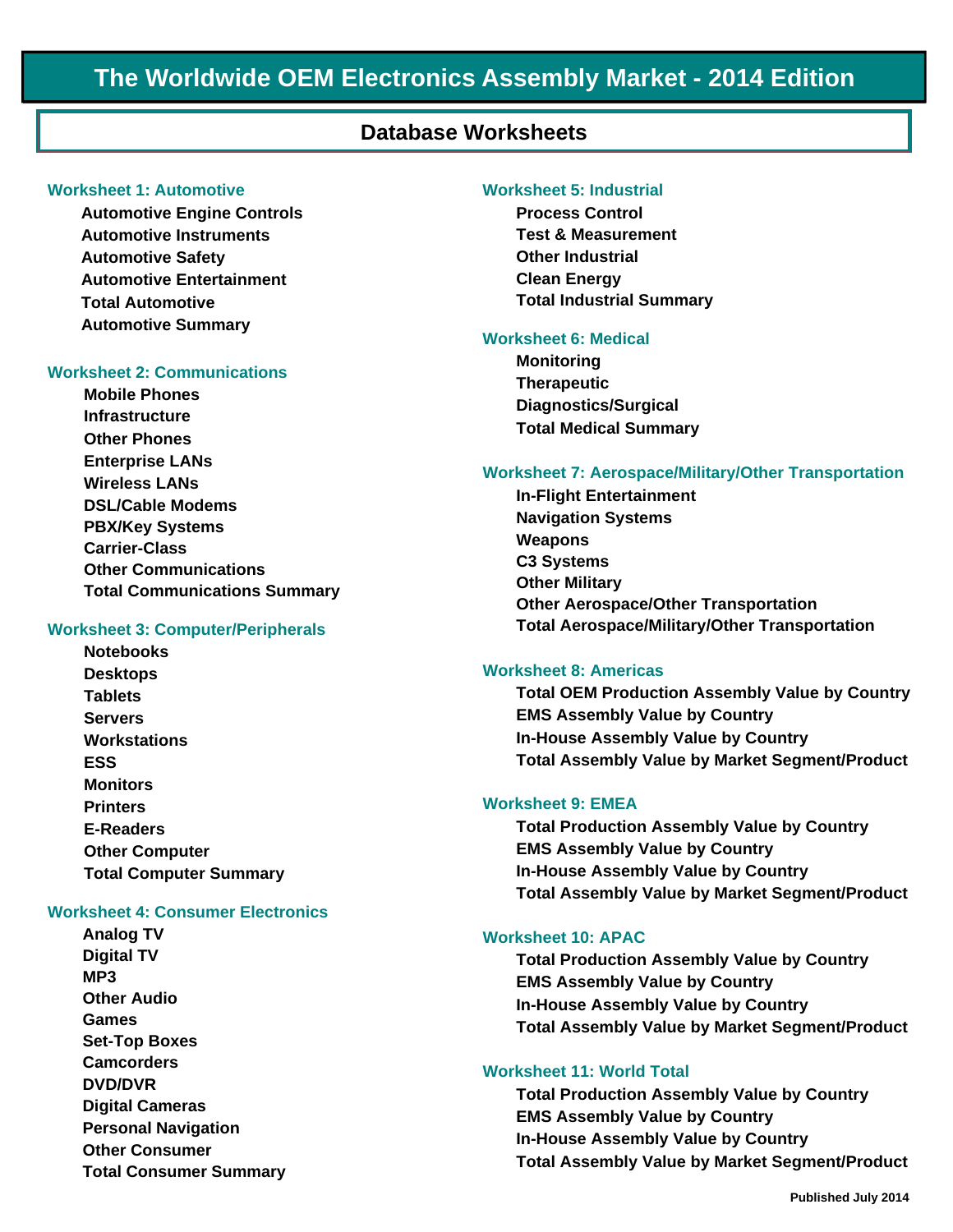# The Worldwide OEM Electronics Assembly Market - 2014 Edition

## Database Worksheets

### Worksheet 1: Automotive

- Automotive Engine Controls
- Automotive Instruments
- Automotive Safety
- Automotive Entertainment
- Total Automotive
- Automotive Summary

### Worksheet 2: Communications

- Mobile Phones
- Infrastructure
- Other Phones
- Enterprise LANs
- Wireless LANs
- DSL/Cable Modems
- PBX/Key Systems
- Carrier-Class
- Other Communications
- Total Communications Summary

### Worksheet 3: Computer/Peripherals

- Notebooks
- Desktops
- Tablets
- Servers
- Workstations
- ESS
- Monitors
- Printers
- E-Readers
- Other Computer
- Total Computer Summary

### Worksheet 4: Consumer Electronics

- Analog TV
- Digital TV
- MP3
- Other Audio
- Games
- Set-Top Boxes
- Camcorders
- DVD/DVR
- Digital Cameras
- Personal Navigation
- Other Consumer
- Total Consumer Summary

### Worksheet 5: Industrial

- Process Control
- Test & Measurement
- Other Industrial
- Clean Energy
- Total Industrial Summary

### Worksheet 6: Medical

- Monitoring
- Therapeutic
- Diagnostics/Surgical
- Total Medical Summary

### Worksheet 7: Aerospace/Military/Other Transportation

- In-Flight Entertainment
- Navigation Systems
- Weapons
- C3 Systems
- Other Military
- Other Aerospace/Other Transportation
- Total Aerospace/Military/Other Transportation

### Worksheet 8: Americas

- Total OEM Production Assembly Value by Country
- EMS Assembly Value by Country
- In-House Assembly Value by Country
- Total Assembly Value by Market Segment/Product

### Worksheet 9: EMEA

- Total Production Assembly Value by Country
- EMS Assembly Value by Country
- In-House Assembly Value by Country
- Total Assembly Value by Market Segment/Product

### Worksheet 10: APAC

- Total Production Assembly Value by Country
- EMS Assembly Value by Country
- In-House Assembly Value by Country
- Total Assembly Value by Market Segment/Product

### Worksheet 11: World Total

- Total Production Assembly Value by Country
- EMS Assembly Value by Country
- In-House Assembly Value by Country
- Total Assembly Value by Market Segment/Product

Published July 2014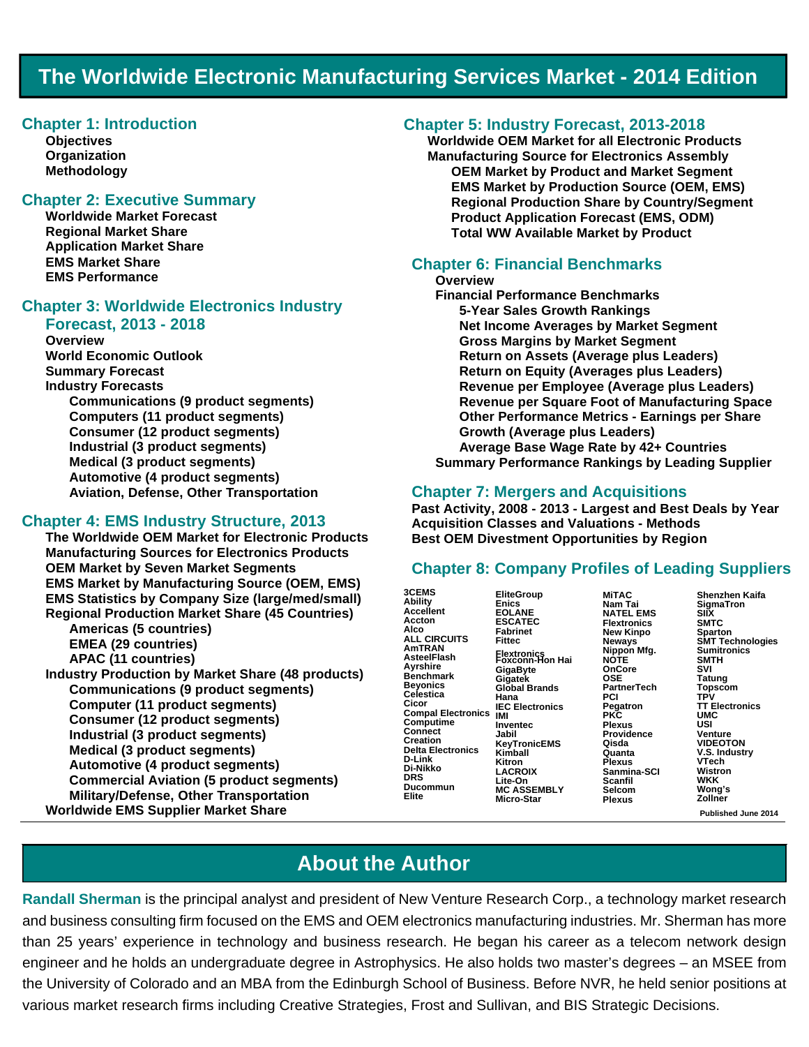# The Worldwide Electronic Manufacturing Services Market - 2014 Edition

## Chapter 1: Introduction

- Objectives
- Organization
- Methodology

## Chapter 2: Executive Summary

- Worldwide Market Forecast
- Regional Market Share
- Application Market Share
- EMS Market Share
- EMS Performance

## Chapter 3: Worldwide Electronics Industry Forecast, 2013 - 2018

- Overview
- World Economic Outlook
- Summary Forecast
- Industry Forecasts
  - Communications (9 product segments)
  - Computers (11 product segments)
  - Consumer (12 product segments)
  - Industrial (3 product segments)
  - Medical (3 product segments)
  - Automotive (4 product segments)
  - Aviation, Defense, Other Transportation

## Chapter 4: EMS Industry Structure, 2013

- The Worldwide OEM Market for Electronic Products
- Manufacturing Sources for Electronics Products
- OEM Market by Seven Market Segments
- EMS Market by Manufacturing Source (OEM, EMS)
- EMS Statistics by Company Size (large/med/small)
- Regional Production Market Share (45 Countries)
  - Americas (5 countries)
  - EMEA (29 countries)
  - APAC (11 countries)
- Industry Production by Market Share (48 products)
  - Communications (9 product segments)
  - Computer (11 product segments)
  - Consumer (12 product segments)
  - Industrial (3 product segments)
  - Medical (3 product segments)
  - Automotive (4 product segments)
  - Commercial Aviation (5 product segments)
  - Military/Defense, Other Transportation
- Worldwide EMS Supplier Market Share

## Chapter 5: Industry Forecast, 2013-2018

- Worldwide OEM Market for all Electronic Products
- Manufacturing Source for Electronics Assembly
  - OEM Market by Product and Market Segment
  - EMS Market by Production Source (OEM, EMS)
  - Regional Production Share by Country/Segment
  - Product Application Forecast (EMS, ODM)
  - Total WW Available Market by Product

## Chapter 6: Financial Benchmarks

- Overview
- Financial Performance Benchmarks
  - 5-Year Sales Growth Rankings
  - Net Income Averages by Market Segment
  - Gross Margins by Market Segment
  - Return on Assets (Average plus Leaders)
  - Return on Equity (Averages plus Leaders)
  - Revenue per Employee (Average plus Leaders)
  - Revenue per Square Foot of Manufacturing Space
  - Other Performance Metrics - Earnings per Share Growth (Average plus Leaders)
  - Average Base Wage Rate by 42+ Countries
- Summary Performance Rankings by Leading Supplier

## Chapter 7: Mergers and Acquisitions

- Past Activity, 2008 - 2013 - Largest and Best Deals by Year
- Acquisition Classes and Valuations - Methods
- Best OEM Divestment Opportunities by Region

## Chapter 8: Company Profiles of Leading Suppliers

3CEMS
Ability
Accellent
Accton
Alco
ALL CIRCUITS
AmTRAN
AsteelFlash
Ayrshire
Benchmark
Beyonics
Celestica
Cicor
Compal Electronics
Computime
Connect
Creation
Delta Electronics
D-Link
Di-Nikko
DRS
Ducommun
Elite
EliteGroup
Enics
EOLANE
ESCATEC
Fabrinet
Fittec
Flextronics
Foxconn-Hon Hai
GigaByte
Gigatek
Global Brands
Hana
IEC Electronics
IMI
Inventec
Jabil
KeyTronicEMS
Kimball
Kitron
LACROIX
Lite-On
MC ASSEMBLY
Micro-Star
MiTAC
Nam Tai
NATEL EMS
Flextronics
New Kinpo
Neways
Nippon Mfg.
NOTE
OnCore
OSE
PartnerTech
PCI
Pegatron
PKC
Plexus
Providence
Qisda
Quanta
Plexus
Sanmina-SCI
Scanfil
Selcom
Plexus
Shenzhen Kaifa
SigmaTron
SIIX
SMTC
Sparton
SMT Technologies
Sumitronics
SMTH
SVI
Tatung
Topscom
TPV
TT Electronics
UMC
USI
Venture
VIDEOTON
V.S. Industry
VTech
Wistron
WKK
Wong's
Zollner

Published June 2014

## About the Author

**Randall Sherman** is the principal analyst and president of New Venture Research Corp., a technology market research and business consulting firm focused on the EMS and OEM electronics manufacturing industries. Mr. Sherman has more than 25 years' experience in technology and business research. He began his career as a telecom network design engineer and he holds an undergraduate degree in Astrophysics. He also holds two master's degrees – an MSEE from the University of Colorado and an MBA from the Edinburgh School of Business. Before NVR, he held senior positions at various market research firms including Creative Strategies, Frost and Sullivan, and BIS Strategic Decisions.